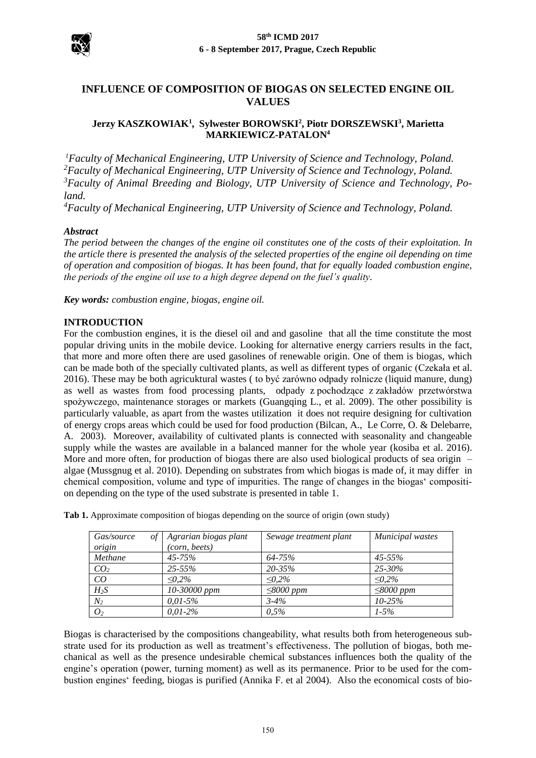# INFLUENCE OF COMPOSITION OF BIOGAS ON SELECTED ENGINE OIL VALUES

**Jerzy KASZKOWIAK[1], Sylwester BOROWSKI[2], Piotr DORSZEWSKI[3], Marietta MARKIEWICZ-PATALON[4]**

*[1]Faculty of Mechanical Engineering, UTP University of Science and Technology, Poland.*
*[2]Faculty of Mechanical Engineering, UTP University of Science and Technology, Poland.*
*[3]Faculty of Animal Breeding and Biology, UTP University of Science and Technology, Poland.*
*[4]Faculty of Mechanical Engineering, UTP University of Science and Technology, Poland.*

***Abstract***

*The period between the changes of the engine oil constitutes one of the costs of their exploitation. In the article there is presented the analysis of the selected properties of the engine oil depending on time of operation and composition of biogas. It has been found, that for equally loaded combustion engine, the periods of the engine oil use to a high degree depend on the fuel's quality.*

***Key words:*** *combustion engine, biogas, engine oil.*

## INTRODUCTION

For the combustion engines, it is the diesel oil and and gasoline that all the time constitute the most popular driving units in the mobile device. Looking for alternative energy carriers results in the fact, that more and more often there are used gasolines of renewable origin. One of them is biogas, which can be made both of the specially cultivated plants, as well as different types of organic (Czekała et al. 2016). These may be both agricuktural wastes ( to być zarówno odpady rolnicze (liquid manure, dung) as well as wastes from food processing plants, odpady z pochodzące z zakładów przetwórstwa spożywczego, maintenance storages or markets (Guangqing L., et al. 2009). The other possibility is particularly valuable, as apart from the wastes utilization it does not require designing for cultivation of energy crops areas which could be used for food production (Bilcan, A., Le Corre, O. & Delebarre, A. 2003). Moreover, availability of cultivated plants is connected with seasonality and changeable supply while the wastes are available in a balanced manner for the whole year (kosiba et al. 2016). More and more often, for production of biogas there are also used biological products of sea origin – algae (Mussgnug et al. 2010). Depending on substrates from which biogas is made of, it may differ in chemical composition, volume and type of impurities. The range of changes in the biogas' composition depending on the type of the used substrate is presented in table 1.

**Tab 1.** Approximate composition of biogas depending on the source of origin (own study)

| *Gas/source of origin* | *Agrarian biogas plant (corn, beets)* | *Sewage treatment plant* | *Municipal wastes* |
|---|---|---|---|
| *Methane* | *45-75%* | *64-75%* | *45-55%* |
| $CO_2$ | *25-55%* | *20-35%* | *25-30%* |
| *CO* | *≤0,2%* | *≤0,2%* | *≤0,2%* |
| $H_2S$ | *10-30000 ppm* | *≤8000 ppm* | *≤8000 ppm* |
| $N_2$ | *0,01-5%* | *3-4%* | *10-25%* |
| $O_2$ | *0,01-2%* | *0,5%* | *1-5%* |

Biogas is characterised by the compositions changeability, what results both from heterogeneous substrate used for its production as well as treatment's effectiveness. The pollution of biogas, both mechanical as well as the presence undesirable chemical substances influences both the quality of the engine's operation (power, turning moment) as well as its permanence. Prior to be used for the combustion engines' feeding, biogas is purified (Annika F. et al 2004). Also the economical costs of bio-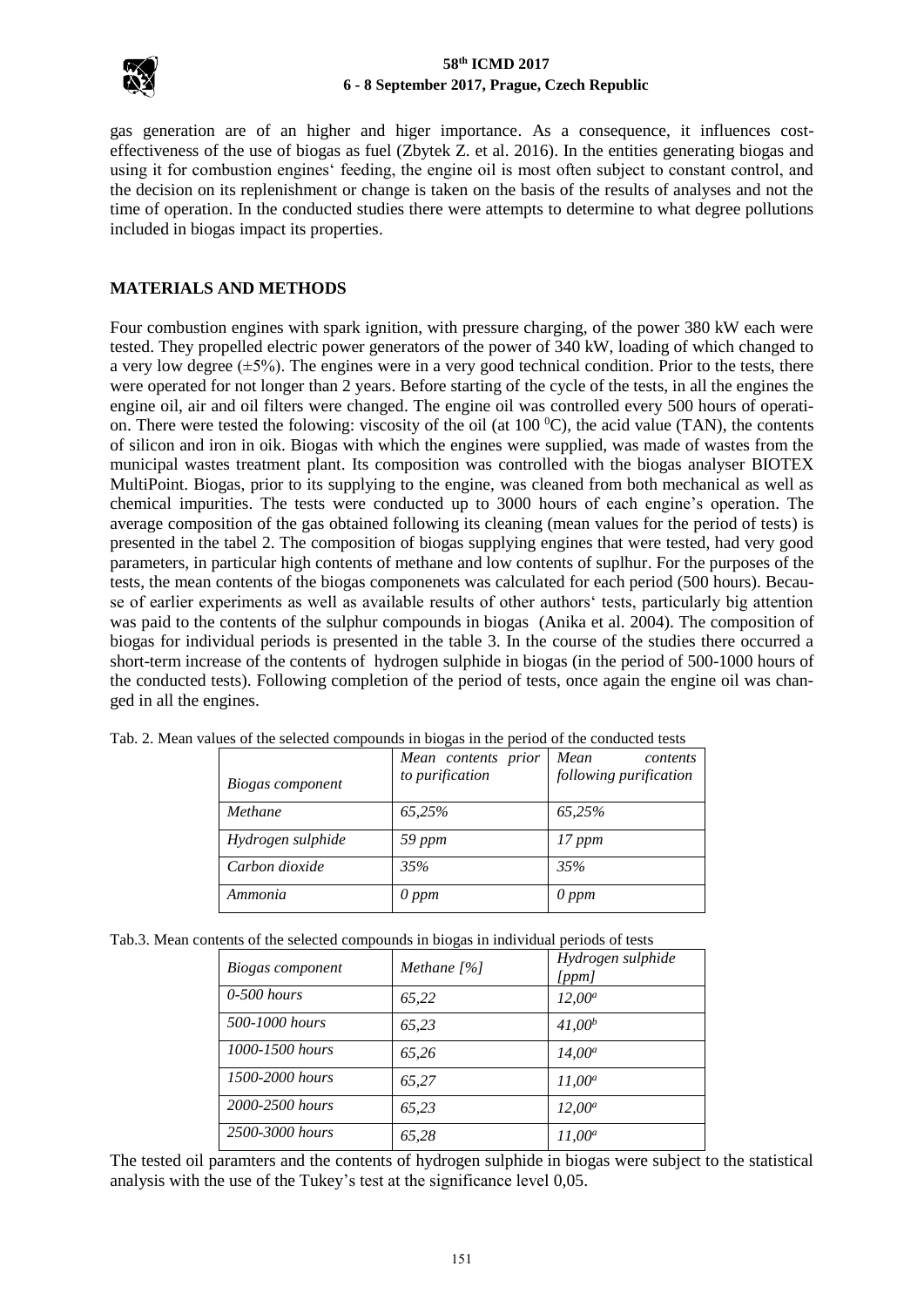gas generation are of an higher and higer importance. As a consequence, it influences cost-effectiveness of the use of biogas as fuel (Zbytek Z. et al. 2016). In the entities generating biogas and using it for combustion engines' feeding, the engine oil is most often subject to constant control, and the decision on its replenishment or change is taken on the basis of the results of analyses and not the time of operation. In the conducted studies there were attempts to determine to what degree pollutions included in biogas impact its properties.

## MATERIALS AND METHODS

Four combustion engines with spark ignition, with pressure charging, of the power 380 kW each were tested. They propelled electric power generators of the power of 340 kW, loading of which changed to a very low degree (±5%). The engines were in a very good technical condition. Prior to the tests, there were operated for not longer than 2 years. Before starting of the cycle of the tests, in all the engines the engine oil, air and oil filters were changed. The engine oil was controlled every 500 hours of operation. There were tested the folowing: viscosity of the oil (at 100 $^0$C), the acid value (TAN), the contents of silicon and iron in oik. Biogas with which the engines were supplied, was made of wastes from the municipal wastes treatment plant. Its composition was controlled with the biogas analyser BIOTEX MultiPoint. Biogas, prior to its supplying to the engine, was cleaned from both mechanical as well as chemical impurities. The tests were conducted up to 3000 hours of each engine's operation. The average composition of the gas obtained following its cleaning (mean values for the period of tests) is presented in the tabel 2. The composition of biogas supplying engines that were tested, had very good parameters, in particular high contents of methane and low contents of suplhur. For the purposes of the tests, the mean contents of the biogas componenets was calculated for each period (500 hours). Because of earlier experiments as well as available results of other authors' tests, particularly big attention was paid to the contents of the sulphur compounds in biogas (Anika et al. 2004). The composition of biogas for individual periods is presented in the table 3. In the course of the studies there occurred a short-term increase of the contents of hydrogen sulphide in biogas (in the period of 500-1000 hours of the conducted tests). Following completion of the period of tests, once again the engine oil was changed in all the engines.

Tab. 2. Mean values of the selected compounds in biogas in the period of the conducted tests

| *Biogas component* | *Mean contents prior to purification* | *Mean contents following purification* |
|---|---|---|
| *Methane* | *65,25%* | *65,25%* |
| *Hydrogen sulphide* | *59 ppm* | *17 ppm* |
| *Carbon dioxide* | *35%* | *35%* |
| *Ammonia* | *0 ppm* | *0 ppm* |

Tab.3. Mean contents of the selected compounds in biogas in individual periods of tests

| *Biogas component* | *Methane [%]* | *Hydrogen sulphide [ppm]* |
|---|---|---|
| *0-500 hours* | *65,22* | *12,00*[a] |
| *500-1000 hours* | *65,23* | *41,00*[b] |
| *1000-1500 hours* | *65,26* | *14,00*[a] |
| *1500-2000 hours* | *65,27* | *11,00*[a] |
| *2000-2500 hours* | *65,23* | *12,00*[a] |
| *2500-3000 hours* | *65,28* | *11,00*[a] |

The tested oil paramters and the contents of hydrogen sulphide in biogas were subject to the statistical analysis with the use of the Tukey's test at the significance level 0,05.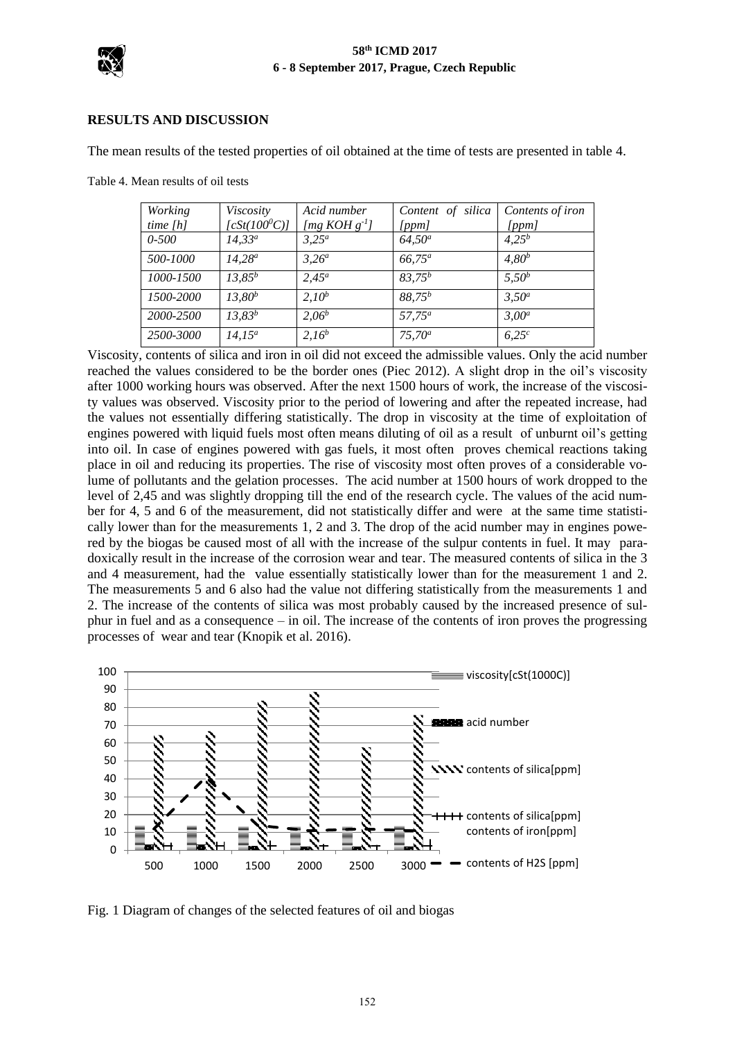## RESULTS AND DISCUSSION

The mean results of the tested properties of oil obtained at the time of tests are presented in table 4.

Table 4. Mean results of oil tests

| *Working time [h]* | *Viscosity [cSt(100$^0$C)]* | *Acid number [mg KOH g$^{-1}$]* | *Content of silica [ppm]* | *Contents of iron [ppm]* |
|---|---|---|---|---|
| *0-500* | *14,33$^a$* | *3,25$^a$* | *64,50$^a$* | *4,25$^b$* |
| *500-1000* | *14,28$^a$* | *3,26$^a$* | *66,75$^a$* | *4,80$^b$* |
| *1000-1500* | *13,85$^b$* | *2,45$^a$* | *83,75$^b$* | *5,50$^b$* |
| *1500-2000* | *13,80$^b$* | *2,10$^b$* | *88,75$^b$* | *3,50$^a$* |
| *2000-2500* | *13,83$^b$* | *2,06$^b$* | *57,75$^a$* | *3,00$^a$* |
| *2500-3000* | *14,15$^a$* | *2,16$^b$* | *75,70$^a$* | *6,25$^c$* |

Viscosity, contents of silica and iron in oil did not exceed the admissible values. Only the acid number reached the values considered to be the border ones (Piec 2012). A slight drop in the oil's viscosity after 1000 working hours was observed. After the next 1500 hours of work, the increase of the viscosity values was observed. Viscosity prior to the period of lowering and after the repeated increase, had the values not essentially differing statistically. The drop in viscosity at the time of exploitation of engines powered with liquid fuels most often means diluting of oil as a result of unburnt oil's getting into oil. In case of engines powered with gas fuels, it most often proves chemical reactions taking place in oil and reducing its properties. The rise of viscosity most often proves of a considerable volume of pollutants and the gelation processes. The acid number at 1500 hours of work dropped to the level of 2,45 and was slightly dropping till the end of the research cycle. The values of the acid number for 4, 5 and 6 of the measurement, did not statistically differ and were at the same time statistically lower than for the measurements 1, 2 and 3. The drop of the acid number may in engines powered by the biogas be caused most of all with the increase of the sulpur contents in fuel. It may paradoxically result in the increase of the corrosion wear and tear. The measured contents of silica in the 3 and 4 measurement, had the value essentially statistically lower than for the measurement 1 and 2. The measurements 5 and 6 also had the value not differing statistically from the measurements 1 and 2. The increase of the contents of silica was most probably caused by the increased presence of sulphur in fuel and as a consequence – in oil. The increase of the contents of iron proves the progressing processes of wear and tear (Knopik et al. 2016).

Fig. 1 Diagram of changes of the selected features of oil and biogas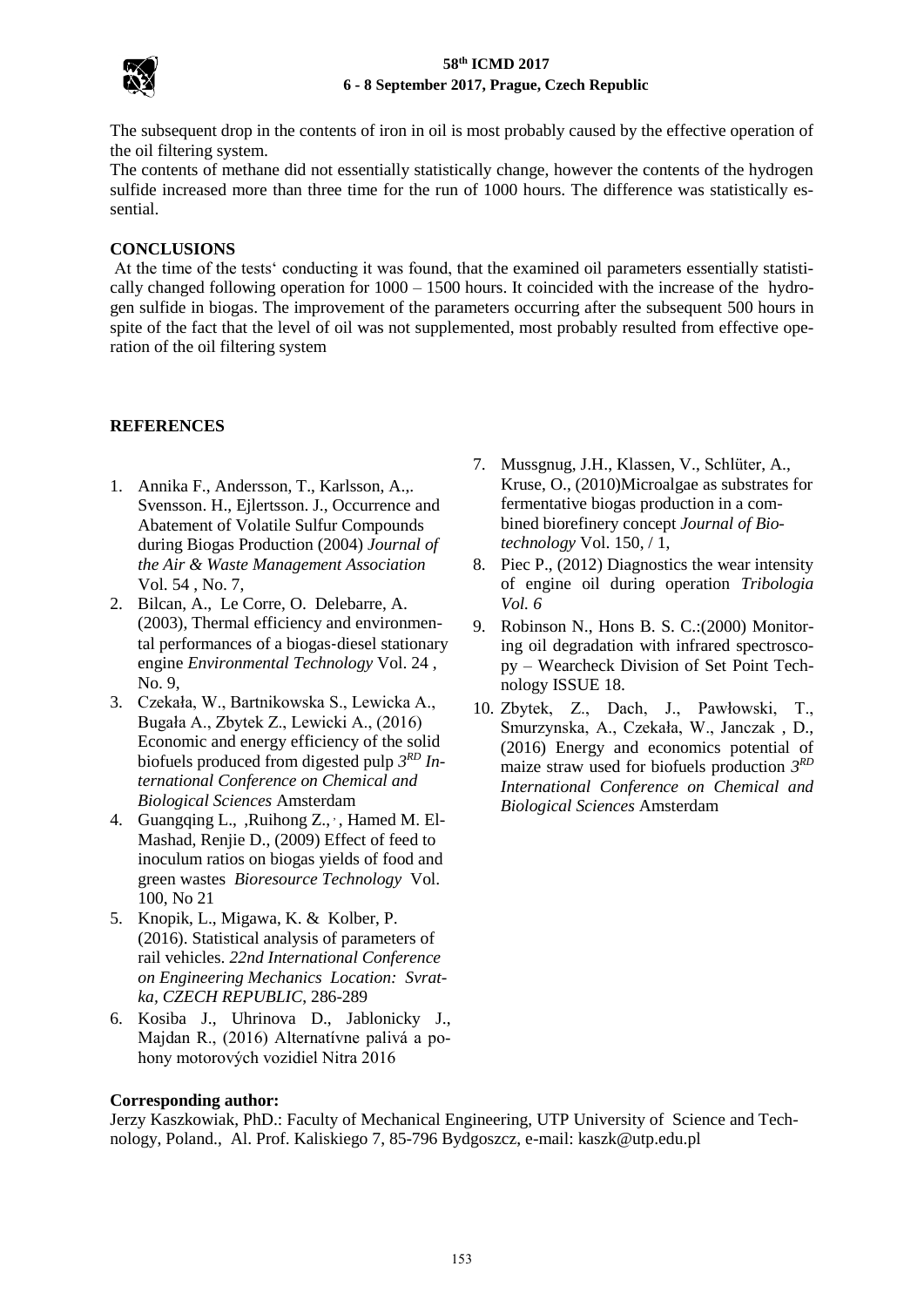The subsequent drop in the contents of iron in oil is most probably caused by the effective operation of the oil filtering system.

The contents of methane did not essentially statistically change, however the contents of the hydrogen sulfide increased more than three time for the run of 1000 hours. The difference was statistically essential.

## CONCLUSIONS

At the time of the tests' conducting it was found, that the examined oil parameters essentially statistically changed following operation for 1000 – 1500 hours. It coincided with the increase of the hydrogen sulfide in biogas. The improvement of the parameters occurring after the subsequent 500 hours in spite of the fact that the level of oil was not supplemented, most probably resulted from effective operation of the oil filtering system

## REFERENCES

1. Annika F., Andersson, T., Karlsson, A.,. Svensson. H., Ejlertsson. J., Occurrence and Abatement of Volatile Sulfur Compounds during Biogas Production (2004) *Journal of the Air & Waste Management Association* Vol. 54 , No. 7,
2. Bilcan, A., Le Corre, O. Delebarre, A. (2003), Thermal efficiency and environmental performances of a biogas-diesel stationary engine *Environmental Technology* Vol. 24 , No. 9,
3. Czekała, W., Bartnikowska S., Lewicka A., Bugała A., Zbytek Z., Lewicki A., (2016) Economic and energy efficiency of the solid biofuels produced from digested pulp *3RD International Conference on Chemical and Biological Sciences* Amsterdam
4. Guangqing L., ,Ruihong Z., , , Hamed M. El-Mashad, Renjie D., (2009) Effect of feed to inoculum ratios on biogas yields of food and green wastes *Bioresource Technology* Vol. 100, No 21
5. Knopik, L., Migawa, K. & Kolber, P. (2016). Statistical analysis of parameters of rail vehicles. *22nd International Conference on Engineering Mechanics Location: Svratka, CZECH REPUBLIC*, 286-289
6. Kosiba J., Uhrinova D., Jablonicky J., Majdan R., (2016) Alternatívne palivá a pohony motorových vozidiel Nitra 2016
7. Mussgnug, J.H., Klassen, V., Schlüter, A., Kruse, O., (2010)Microalgae as substrates for fermentative biogas production in a combined biorefinery concept *Journal of Biotechnology* Vol. 150, / 1,
8. Piec P., (2012) Diagnostics the wear intensity of engine oil during operation *Tribologia Vol. 6*
9. Robinson N., Hons B. S. C.:(2000) Monitoring oil degradation with infrared spectroscopy – Wearcheck Division of Set Point Technology ISSUE 18.
10. Zbytek, Z., Dach, J., Pawłowski, T., Smurzynska, A., Czekała, W., Janczak , D., (2016) Energy and economics potential of maize straw used for biofuels production *3RD International Conference on Chemical and Biological Sciences* Amsterdam

**Corresponding author:**

Jerzy Kaszkowiak, PhD.: Faculty of Mechanical Engineering, UTP University of Science and Technology, Poland., Al. Prof. Kaliskiego 7, 85-796 Bydgoszcz, e-mail: kaszk@utp.edu.pl